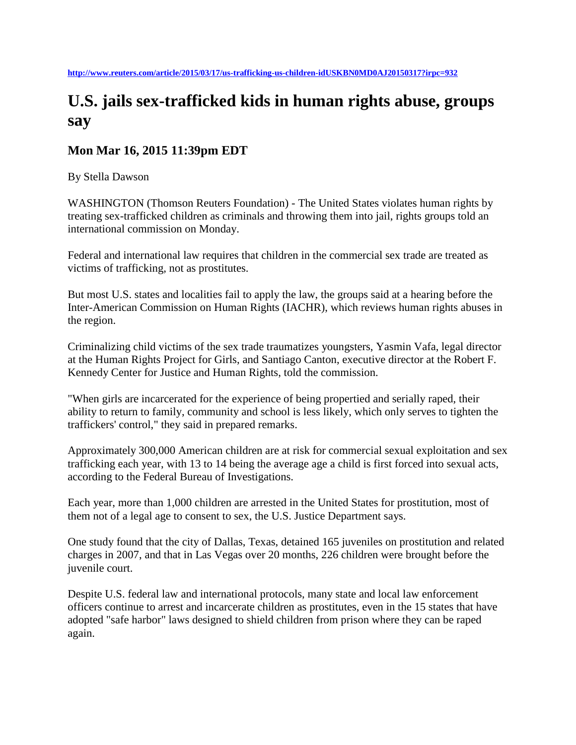http://www.reuters.com/article/2015/03/17/us-trafficking-us-children-idUSKBN0MD0AJ20150317?irpc=932

# U.S. jails sex-trafficked kids in human rights abuse, groups say

## Mon Mar 16, 2015 11:39pm EDT

By Stella Dawson

WASHINGTON (Thomson Reuters Foundation) - The United States violates human rights by treating sex-trafficked children as criminals and throwing them into jail, rights groups told an international commission on Monday.

Federal and international law requires that children in the commercial sex trade are treated as victims of trafficking, not as prostitutes.

But most U.S. states and localities fail to apply the law, the groups said at a hearing before the Inter-American Commission on Human Rights (IACHR), which reviews human rights abuses in the region.

Criminalizing child victims of the sex trade traumatizes youngsters, Yasmin Vafa, legal director at the Human Rights Project for Girls, and Santiago Canton, executive director at the Robert F. Kennedy Center for Justice and Human Rights, told the commission.

"When girls are incarcerated for the experience of being propertied and serially raped, their ability to return to family, community and school is less likely, which only serves to tighten the traffickers' control," they said in prepared remarks.

Approximately 300,000 American children are at risk for commercial sexual exploitation and sex trafficking each year, with 13 to 14 being the average age a child is first forced into sexual acts, according to the Federal Bureau of Investigations.

Each year, more than 1,000 children are arrested in the United States for prostitution, most of them not of a legal age to consent to sex, the U.S. Justice Department says.

One study found that the city of Dallas, Texas, detained 165 juveniles on prostitution and related charges in 2007, and that in Las Vegas over 20 months, 226 children were brought before the juvenile court.

Despite U.S. federal law and international protocols, many state and local law enforcement officers continue to arrest and incarcerate children as prostitutes, even in the 15 states that have adopted "safe harbor" laws designed to shield children from prison where they can be raped again.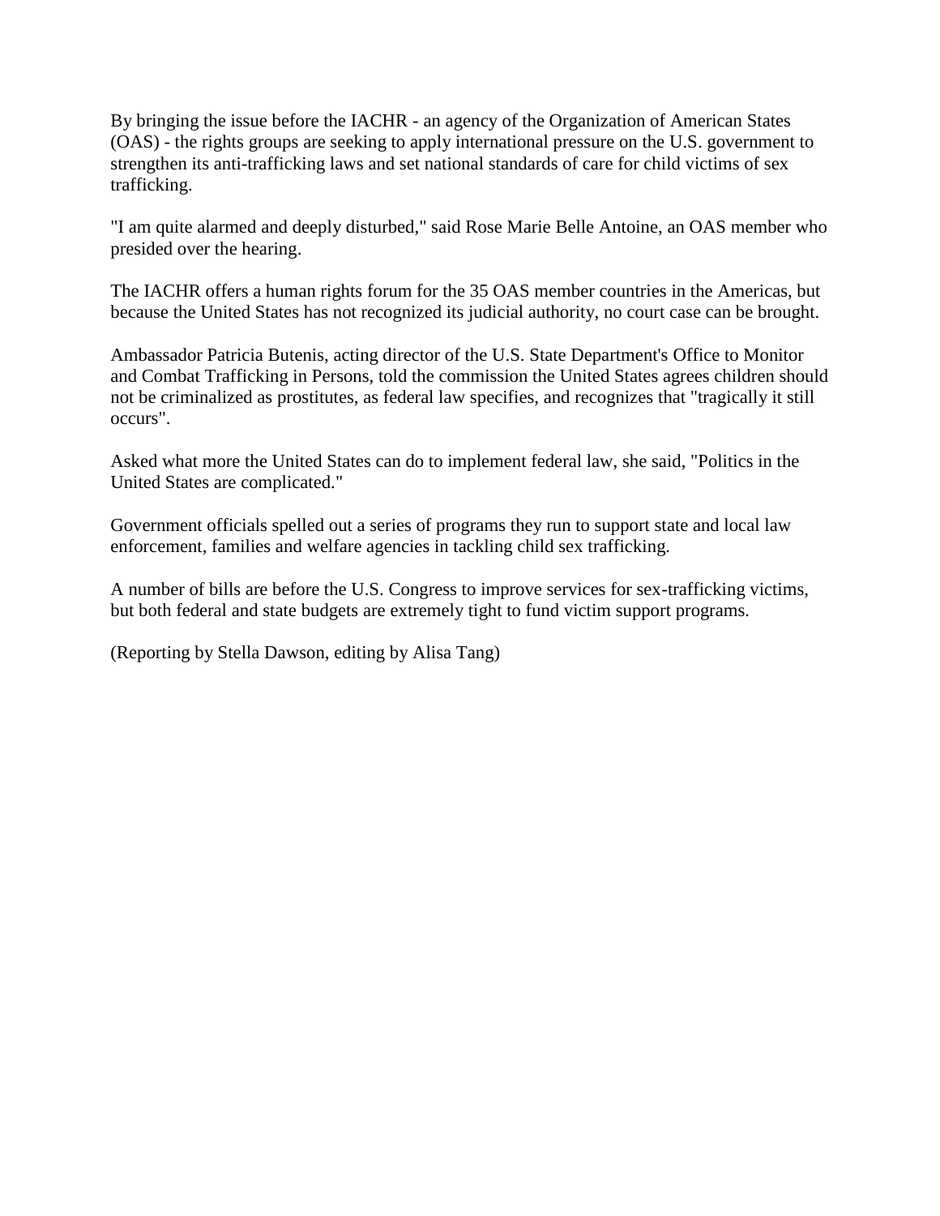By bringing the issue before the IACHR - an agency of the Organization of American States (OAS) - the rights groups are seeking to apply international pressure on the U.S. government to strengthen its anti-trafficking laws and set national standards of care for child victims of sex trafficking.

"I am quite alarmed and deeply disturbed," said Rose Marie Belle Antoine, an OAS member who presided over the hearing.

The IACHR offers a human rights forum for the 35 OAS member countries in the Americas, but because the United States has not recognized its judicial authority, no court case can be brought.

Ambassador Patricia Butenis, acting director of the U.S. State Department's Office to Monitor and Combat Trafficking in Persons, told the commission the United States agrees children should not be criminalized as prostitutes, as federal law specifies, and recognizes that "tragically it still occurs".

Asked what more the United States can do to implement federal law, she said, "Politics in the United States are complicated."

Government officials spelled out a series of programs they run to support state and local law enforcement, families and welfare agencies in tackling child sex trafficking.

A number of bills are before the U.S. Congress to improve services for sex-trafficking victims, but both federal and state budgets are extremely tight to fund victim support programs.

(Reporting by Stella Dawson, editing by Alisa Tang)